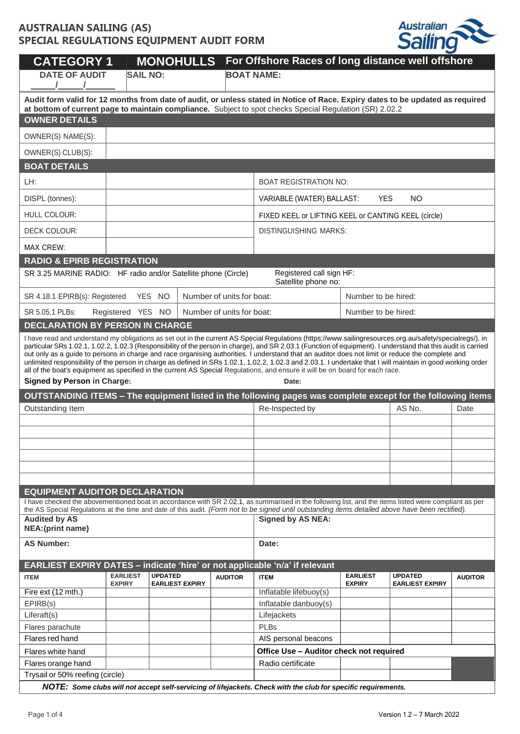# AUSTRALIAN SAILING (AS)
# SPECIAL REGULATIONS EQUIPMENT AUDIT FORM

| CATEGORY 1 | MONOHULLS | For Offshore Races of long distance well offshore |
|---|---|---|
| DATE OF AUDIT ___/___/___ | SAIL NO: | BOAT NAME: |

**Audit form valid for 12 months from date of audit, or unless stated in Notice of Race. Expiry dates to be updated as required at bottom of current page to maintain compliance.** Subject to spot checks Special Regulation (SR) 2.02.2

## OWNER DETAILS

| | |
|---|---|
| OWNER(S) NAME(S): | |
| OWNER(S) CLUB(S): | |

## BOAT DETAILS

| | | |
|---|---|---|
| LH: | | BOAT REGISTRATION NO: |
| DISPL (tonnes): | | VARIABLE (WATER) BALLAST: YES NO |
| HULL COLOUR: | | FIXED KEEL or LIFTING KEEL or CANTING KEEL (circle) |
| DECK COLOUR: | | DISTINGUISHING MARKS: |
| MAX CREW: | | |

## RADIO & EPIRB REGISTRATION

| | | |
|---|---|---|
| SR 3.25 MARINE RADIO: HF radio and/or Satellite phone (Circle) | Registered call sign HF: Satellite phone no: | |
| SR 4.18.1 EPIRB(s): Registered YES NO | Number of units for boat: | Number to be hired: |
| SR 5.05.1 PLBs: Registered YES NO | Number of units for boat: | Number to be hired: |

## DECLARATION BY PERSON IN CHARGE

I have read and understand my obligations as set out in the current AS Special Regulations (https://www.sailingresources.org.au/safety/specialregs/), in particular SRs 1.02.1, 1.02.2, 1.02.3 (Responsibility of the person in charge), and SR 2.03.1 (Function of equipment). I understand that this audit is carried out only as a guide to persons in charge and race organising authorities. I understand that an auditor does not limit or reduce the complete and unlimited responsibility of the person in charge as defined in SRs 1.02.1, 1.02.2, 1.02.3 and 2.03.1. I undertake that I will maintain in good working order all of the boat's equipment as specified in the current AS Special Regulations, and ensure it will be on board for each race.

**Signed by Person in Charge:** **Date:**

## OUTSTANDING ITEMS – The equipment listed in the following pages was complete except for the following items

| Outstanding Item | Re-Inspected by | AS No. | Date |
|---|---|---|---|
| | | | |
| | | | |
| | | | |
| | | | |
| | | | |
| | | | |

## EQUIPMENT AUDITOR DECLARATION

I have checked the abovementioned boat in accordance with SR 2.02.1, as summarised in the following list, and the items listed were compliant as per the AS Special Regulations at the time and date of this audit. *(Form not to be signed until outstanding items detailed above have been rectified).*

| | |
|---|---|
| **Audited by AS NEA:(print name)** | **Signed by AS NEA:** |
| **AS Number:** | **Date:** |

## EARLIEST EXPIRY DATES – indicate 'hire' or not applicable 'n/a' if relevant

| ITEM | EARLIEST EXPIRY | UPDATED EARLIEST EXPIRY | AUDITOR | ITEM | EARLIEST EXPIRY | UPDATED EARLIEST EXPIRY | AUDITOR |
|---|---|---|---|---|---|---|---|
| Fire ext (12 mth.) | | | | Inflatable lifebuoy(s) | | | |
| EPIRB(s) | | | | Inflatable danbuoy(s) | | | |
| Liferaft(s) | | | | Lifejackets | | | |
| Flares parachute | | | | PLBs | | | |
| Flares red hand | | | | AIS personal beacons | | | |
| Flares white hand | | | | **Office Use – Auditor check not required** | | | |
| Flares orange hand | | | | Radio certificate | | | |
| Trysail or 50% reefing (circle) | | | | | | | |

***NOTE:** Some clubs will not accept self-servicing of lifejackets. Check with the club for specific requirements.*

Version 1.2 – 7 March 2022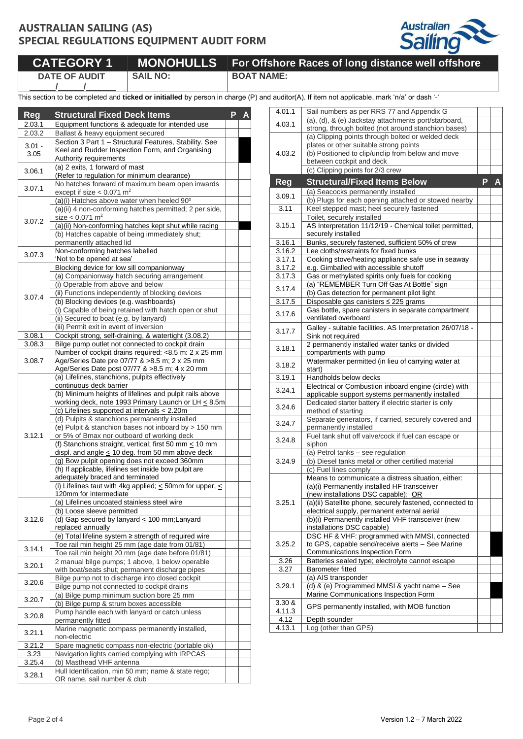# AUSTRALIAN SAILING (AS)
# SPECIAL REGULATIONS EQUIPMENT AUDIT FORM

| CATEGORY 1 | MONOHULLS | For Offshore Races of long distance well offshore |
|---|---|---|
| DATE OF AUDIT ____/____/____ | SAIL NO: | BOAT NAME: |

This section to be completed and **ticked or initialled** by person in charge (P) and auditor(A). If item not applicable, mark 'n/a' or dash '-'

| Reg | Structural Fixed Deck Items | P | A |
|---|---|---|---|
| 2.03.1 | Equipment functions & adequate for intended use | | |
| 2.03.2 | Ballast & heavy equipment secured | | |
| 3.01 - 3.05 | Section 3 Part 1 – Structural Features, Stability. See Keel and Rudder Inspection Form, and Organising Authority requirements | | |
| 3.06.1 | (a) 2 exits, 1 forward of mast (Refer to regulation for minimum clearance) | | |
| 3.07.1 | No hatches forward of maximum beam open inwards except if size < 0.071 m² | | |
| 3.07.2 | (a)(i) Hatches above water when heeled 90º | | |
| | (a)(ii) 4 non-conforming hatches permitted; 2 per side, size < 0.071 m² | | |
| | (a)(ii) Non-conforming hatches kept shut while racing | | |
| | (b) Hatches capable of being immediately shut; permanently attached lid | | |
| 3.07.3 | Non-conforming hatches labelled 'Not to be opened at sea' | | |
| 3.07.4 | Blocking device for low sill companionway | | |
| | (a) Companionway hatch securing arrangement | | |
| | (i) Operable from above and below | | |
| | (ii) Functions independently of blocking devices | | |
| | (b) Blocking devices (e.g. washboards) | | |
| | (i) Capable of being retained with hatch open or shut | | |
| | (ii) Secured to boat (e.g. by lanyard) | | |
| | (iii) Permit exit in event of inversion | | |
| 3.08.1 | Cockpit strong, self-draining, & watertight (3.08.2) | | |
| 3.08.3 | Bilge pump outlet not connected to cockpit drain | | |
| 3.08.7 | Number of cockpit drains required: <8.5 m: 2 x 25 mm Age/Series Date pre 07/77 & >8.5 m; 2 x 25 mm Age/Series Date post 07/77 & >8.5 m; 4 x 20 mm | | |
| 3.12.1 | (a) Lifelines, stanchions, pulpits effectively continuous deck barrier | | |
| | (b) Minimum heights of lifelines and pulpit rails above working deck, note 1993 Primary Launch or LH ≤ 8.5m | | |
| | (c) Lifelines supported at intervals ≤ 2.20m | | |
| | (d) Pulpits & stanchions permanently installed | | |
| | (e) Pulpit & stanchion bases not inboard by > 150 mm or 5% of Bmax nor outboard of working deck | | |
| | (f) Stanchions straight, vertical; first 50 mm ≤ 10 mm displ. and angle ≤ 10 deg. from 50 mm above deck | | |
| | (g) Bow pulpit opening does not exceed 360mm | | |
| | (h) If applicable, lifelines set inside bow pulpit are adequately braced and terminated | | |
| | (i) Lifelines taut with 4kg applied; ≤ 50mm for upper, ≤ 120mm for intermediate | | |
| 3.12.6 | (a) Lifelines uncoated stainless steel wire | | |
| | (b) Loose sleeve permitted | | |
| | (d) Gap secured by lanyard ≤ 100 mm;Lanyard replaced annually | | |
| | (e) Total lifeline system ≥ strength of required wire | | |
| 3.14.1 | Toe rail min height 25 mm (age date from 01/81) | | |
| | Toe rail min height 20 mm (age date before 01/81) | | |
| 3.20.1 | 2 manual bilge pumps; 1 above, 1 below operable with boat/seats shut; permanent discharge pipes | | |
| 3.20.6 | Bilge pump not to discharge into closed cockpit | | |
| | Bilge pump not connected to cockpit drains | | |
| 3.20.7 | (a) Bilge pump minimum suction bore 25 mm | | |
| | (b) Bilge pump & strum boxes accessible | | |
| 3.20.8 | Pump handle each with lanyard or catch unless permanently fitted | | |
| 3.21.1 | Marine magnetic compass permanently installed, non-electric | | |
| 3.21.2 | Spare magnetic compass non-electric (portable ok) | | |
| 3.23 | Navigation lights carried complying with IRPCAS | | |
| 3.25.4 | (b) Masthead VHF antenna | | |
| 3.28.1 | Hull Identification, min 50 mm; name & state rego; OR name, sail number & club | | |
| 4.01.1 | Sail numbers as per RRS 77 and Appendix G | | |
| 4.03.1 | (a), (d), & (e) Jackstay attachments port/starboard, strong, through bolted (not around stanchion bases) | | |
| 4.03.2 | (a) Clipping points through bolted or welded deck plates or other suitable strong points | | |
| | (b) Positioned to clip/unclip from below and move between cockpit and deck | | |
| | (c) Clipping points for 2/3 crew | | |

| Reg | Structural/Fixed Items Below | P | A |
|---|---|---|---|
| 3.09.1 | (a) Seacocks permanently installed | | |
| | (b) Plugs for each opening attached or stowed nearby | | |
| 3.11 | Keel stepped mast; heel securely fastened | | |
| 3.15.1 | Toilet, securely installed | | |
| | AS Interpretation 11/12/19 - Chemical toilet permitted, securely installed | | |
| 3.16.1 | Bunks, securely fastened, sufficient 50% of crew | | |
| 3.16.2 | Lee cloths/restraints for fixed bunks | | |
| 3.17.1 | Cooking stove/heating appliance safe use in seaway | | |
| 3.17.2 | e.g. Gimballed with accessible shutoff | | |
| 3.17.3 | Gas or methylated spirits only fuels for cooking | | |
| 3.17.4 | (a) "REMEMBER Turn Off Gas At Bottle" sign | | |
| | (b) Gas detection for permanent pilot light | | |
| 3.17.5 | Disposable gas canisters ≤ 225 grams | | |
| 3.17.6 | Gas bottle, spare canisters in separate compartment ventilated overboard | | |
| 3.17.7 | Galley - suitable facilities. AS Interpretation 26/07/18 - Sink not required | | |
| 3.18.1 | 2 permanently installed water tanks or divided compartments with pump | | |
| 3.18.2 | Watermaker permitted (in lieu of carrying water at start) | | |
| 3.19.1 | Handholds below decks | | |
| 3.24.1 | Electrical or Combustion inboard engine (circle) with applicable support systems permanently installed | | |
| 3.24.6 | Dedicated starter battery if electric starter is only method of starting | | |
| 3.24.7 | Separate generators, if carried, securely covered and permanently installed | | |
| 3.24.8 | Fuel tank shut off valve/cock if fuel can escape or siphon | | |
| 3.24.9 | (a) Petrol tanks – see regulation | | |
| | (b) Diesel tanks metal or other certified material | | |
| | (c) Fuel lines comply | | |
| 3.25.1 | Means to communicate a distress situation, either: (a)(i) Permanently installed HF transceiver (new installations DSC capable); OR | | |
| | (a)(ii) Satellite phone, securely fastened, connected to electrical supply, permanent external aerial | | |
| | (b)(i) Permanently installed VHF transceiver (new installations DSC capable) | | |
| 3.25.2 | DSC HF & VHF: programmed with MMSI, connected to GPS, capable send/receive alerts – See Marine Communications Inspection Form | | |
| 3.26 | Batteries sealed type; electrolyte cannot escape | | |
| 3.27 | Barometer fitted | | |
| 3.29.1 | (a) AIS transponder | | |
| | (d) & (e) Programmed MMSI & yacht name – See Marine Communications Inspection Form | | |
| 3.30 & 4.11.3 | GPS permanently installed, with MOB function | | |
| 4.12 | Depth sounder | | |
| 4.13.1 | Log (other than GPS) | | |

Version 1.2 – 7 March 2022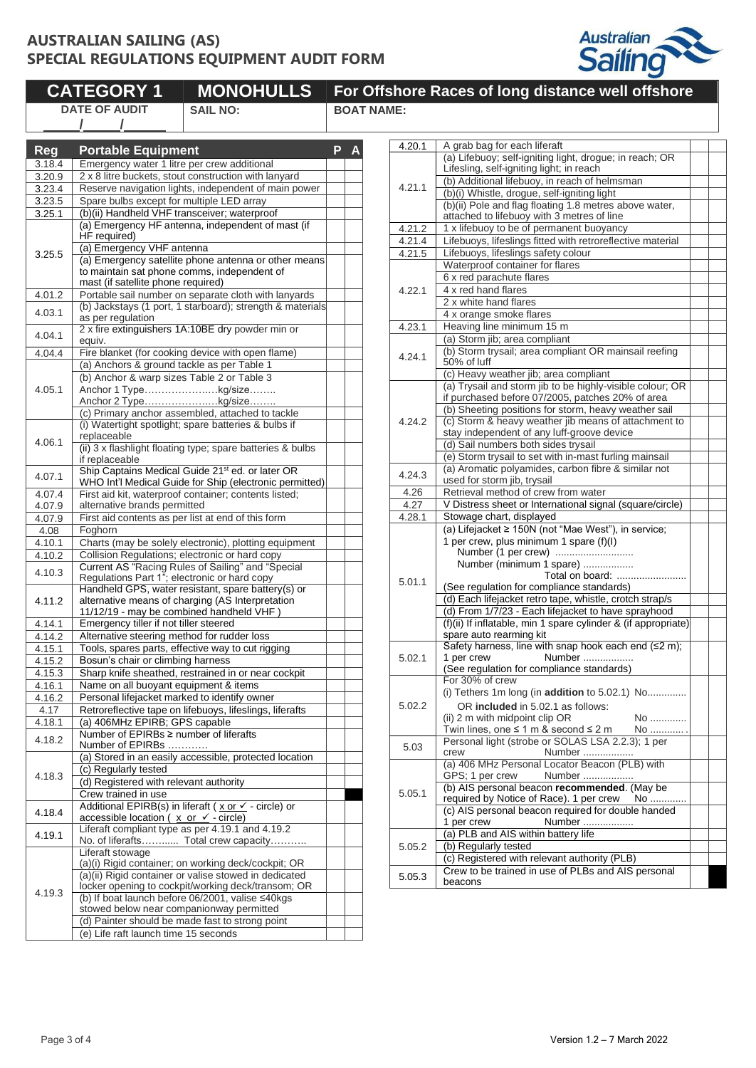# AUSTRALIAN SAILING (AS)
# SPECIAL REGULATIONS EQUIPMENT AUDIT FORM

| CATEGORY 1 | MONOHULLS | For Offshore Races of long distance well offshore |
|---|---|---|
| DATE OF AUDIT ____/____/____ | SAIL NO: | BOAT NAME: |

| Reg | Portable Equipment | P | A |
|---|---|---|---|
| 3.18.4 | Emergency water 1 litre per crew additional | | |
| 3.20.9 | 2 x 8 litre buckets, stout construction with lanyard | | |
| 3.23.4 | Reserve navigation lights, independent of main power | | |
| 3.23.5 | Spare bulbs except for multiple LED array | | |
| 3.25.1 | (b)(ii) Handheld VHF transceiver; waterproof | | |
| 3.25.5 | (a) Emergency HF antenna, independent of mast (if HF required) | | |
| | (a) Emergency VHF antenna | | |
| | (a) Emergency satellite phone antenna or other means to maintain sat phone comms, independent of mast (if satellite phone required) | | |
| 4.01.2 | Portable sail number on separate cloth with lanyards | | |
| 4.03.1 | (b) Jackstays (1 port, 1 starboard); strength & materials as per regulation | | |
| 4.04.1 | 2 x fire extinguishers 1A:10BE dry powder min or equiv. | | |
| 4.04.4 | Fire blanket (for cooking device with open flame) | | |
| 4.05.1 | (a) Anchors & ground tackle as per Table 1 | | |
| | (b) Anchor & warp sizes Table 2 or Table 3<br>Anchor 1 Type…………………..kg/size……..<br>Anchor 2 Type…………………..kg/size…….. | | |
| | (c) Primary anchor assembled, attached to tackle | | |
| 4.06.1 | (i) Watertight spotlight; spare batteries & bulbs if replaceable | | |
| | (ii) 3 x flashlight floating type; spare batteries & bulbs if replaceable | | |
| 4.07.1 | Ship Captains Medical Guide 21st ed. or later OR WHO Int'l Medical Guide for Ship (electronic permitted) | | |
| 4.07.4 | First aid kit, waterproof container; contents listed; | | |
| 4.07.9 | alternative brands permitted | | |
| 4.07.9 | First aid contents as per list at end of this form | | |
| 4.08 | Foghorn | | |
| 4.10.1 | Charts (may be solely electronic), plotting equipment | | |
| 4.10.2 | Collision Regulations; electronic or hard copy | | |
| 4.10.3 | Current AS "Racing Rules of Sailing" and "Special Regulations Part 1"; electronic or hard copy | | |
| 4.11.2 | Handheld GPS, water resistant, spare battery(s) or alternative means of charging (AS Interpretation 11/12/19 - may be combined handheld VHF ) | | |
| 4.14.1 | Emergency tiller if not tiller steered | | |
| 4.14.2 | Alternative steering method for rudder loss | | |
| 4.15.1 | Tools, spares parts, effective way to cut rigging | | |
| 4.15.2 | Bosun's chair or climbing harness | | |
| 4.15.3 | Sharp knife sheathed, restrained in or near cockpit | | |
| 4.16.1 | Name on all buoyant equipment & items | | |
| 4.16.2 | Personal lifejacket marked to identify owner | | |
| 4.17 | Retroreflective tape on lifebuoys, lifeslings, liferafts | | |
| 4.18.1 | (a) 406MHz EPIRB; GPS capable | | |
| 4.18.2 | Number of EPIRBs ≥ number of liferafts<br>Number of EPIRBs ………… | | |
| 4.18.3 | (a) Stored in an easily accessible, protected location | | |
| | (c) Regularly tested | | |
| | (d) Registered with relevant authority | | |
| | Crew trained in use | | |
| 4.18.4 | Additional EPIRB(s) in liferaft ( x or ✓ - circle) or accessible location ( x or ✓ - circle) | | |
| 4.19.1 | Liferaft compliant type as per 4.19.1 and 4.19.2<br>No. of liferafts……..... Total crew capacity……….. | | |
| 4.19.3 | Liferaft stowage<br>(a)(i) Rigid container; on working deck/cockpit; OR | | |
| | (a)(ii) Rigid container or valise stowed in dedicated locker opening to cockpit/working deck/transom; OR | | |
| | (b) If boat launch before 06/2001, valise ≤40kgs stowed below near companionway permitted | | |
| | (d) Painter should be made fast to strong point | | |
| | (e) Life raft launch time 15 seconds | | |
| 4.20.1 | A grab bag for each liferaft | | |
| 4.21.1 | (a) Lifebuoy; self-igniting light, drogue; in reach; OR Lifesling, self-igniting light; in reach | | |
| | (b) Additional lifebuoy, in reach of helmsman | | |
| | (b)(i) Whistle, drogue, self-igniting light | | |
| | (b)(ii) Pole and flag floating 1.8 metres above water, attached to lifebuoy with 3 metres of line | | |
| 4.21.2 | 1 x lifebuoy to be of permanent buoyancy | | |
| 4.21.4 | Lifebuoys, lifeslings fitted with retroreflective material | | |
| 4.21.5 | Lifebuoys, lifeslings safety colour | | |
| 4.22.1 | Waterproof container for flares | | |
| | 6 x red parachute flares | | |
| | 4 x red hand flares | | |
| | 2 x white hand flares | | |
| | 4 x orange smoke flares | | |
| 4.23.1 | Heaving line minimum 15 m | | |
| 4.24.1 | (a) Storm jib; area compliant | | |
| | (b) Storm trysail; area compliant OR mainsail reefing 50% of luff | | |
| | (c) Heavy weather jib; area compliant | | |
| 4.24.2 | (a) Trysail and storm jib to be highly-visible colour; OR if purchased before 07/2005, patches 20% of area | | |
| | (b) Sheeting positions for storm, heavy weather sail | | |
| | (c) Storm & heavy weather jib means of attachment to stay independent of any luff-groove device | | |
| | (d) Sail numbers both sides trysail | | |
| | (e) Storm trysail to set with in-mast furling mainsail | | |
| 4.24.3 | (a) Aromatic polyamides, carbon fibre & similar not used for storm jib, trysail | | |
| 4.26 | Retrieval method of crew from water | | |
| 4.27 | V Distress sheet or International signal (square/circle) | | |
| 4.28.1 | Stowage chart, displayed | | |
| 5.01.1 | (a) Lifejacket ≥ 150N (not "Mae West"), in service; 1 per crew, plus minimum 1 spare (f)(I)<br>Number (1 per crew) ………………………<br>Number (minimum 1 spare) ………………<br>Total on board: ……………………<br>(See regulation for compliance standards) | | |
| | (d) Each lifejacket retro tape, whistle, crotch strap/s | | |
| | (d) From 1/7/23 - Each lifejacket to have sprayhood | | |
| | (f)(ii) If inflatable, min 1 spare cylinder & (if appropriate) spare auto rearming kit | | |
| 5.02.1 | Safety harness, line with snap hook each end (≤2 m); 1 per crew Number ………………<br>(See regulation for compliance standards) | | |
| 5.02.2 | For 30% of crew<br>(i) Tethers 1m long (in **addition** to 5.02.1) No..............<br>OR **included** in 5.02.1 as follows:<br>(ii) 2 m with midpoint clip OR No ............<br>Twin lines, one ≤ 1 m & second ≤ 2 m No ............ | | |
| 5.03 | Personal light (strobe or SOLAS LSA 2.2.3); 1 per crew Number ……………… | | |
| 5.05.1 | (a) 406 MHz Personal Locator Beacon (PLB) with GPS; 1 per crew Number ……………… | | |
| | (b) AIS personal beacon **recommended**. (May be required by Notice of Race). 1 per crew No ............ | | |
| | (c) AIS personal beacon required for double handed 1 per crew Number ……………… | | |
| 5.05.2 | (a) PLB and AIS within battery life | | |
| | (b) Regularly tested | | |
| | (c) Registered with relevant authority (PLB) | | |
| 5.05.3 | Crew to be trained in use of PLBs and AIS personal beacons | | |

Version 1.2 – 7 March 2022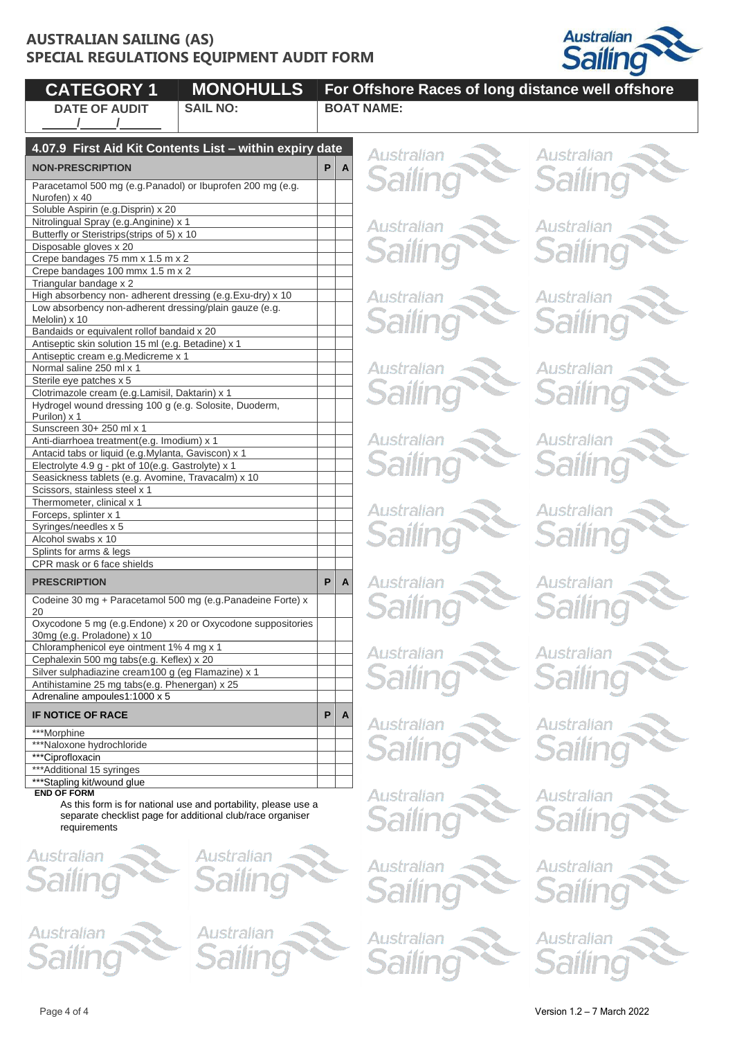# AUSTRALIAN SAILING (AS)
# SPECIAL REGULATIONS EQUIPMENT AUDIT FORM

| CATEGORY 1 | MONOHULLS | For Offshore Races of long distance well offshore |
|---|---|---|
| DATE OF AUDIT ____/____/____ | SAIL NO: | BOAT NAME: |

## 4.07.9 First Aid Kit Contents List – within expiry date

| NON-PRESCRIPTION | P | A |
|---|---|---|
| Paracetamol 500 mg (e.g.Panadol) or Ibuprofen 200 mg (e.g. Nurofen) x 40 | | |
| Soluble Aspirin (e.g.Disprin) x 20 | | |
| Nitrolingual Spray (e.g.Anginine) x 1 | | |
| Butterfly or Steristrips(strips of 5) x 10 | | |
| Disposable gloves x 20 | | |
| Crepe bandages 75 mm x 1.5 m x 2 | | |
| Crepe bandages 100 mmx 1.5 m x 2 | | |
| Triangular bandage x 2 | | |
| High absorbency non- adherent dressing (e.g.Exu-dry) x 10 | | |
| Low absorbency non-adherent dressing/plain gauze (e.g. Melolin) x 10 | | |
| Bandaids or equivalent rollof bandaid x 20 | | |
| Antiseptic skin solution 15 ml (e.g. Betadine) x 1 | | |
| Antiseptic cream e.g.Medicreme x 1 | | |
| Normal saline 250 ml x 1 | | |
| Sterile eye patches x 5 | | |
| Clotrimazole cream (e.g.Lamisil, Daktarin) x 1 | | |
| Hydrogel wound dressing 100 g (e.g. Solosite, Duoderm, Purilon) x 1 | | |
| Sunscreen 30+ 250 ml x 1 | | |
| Anti-diarrhoea treatment(e.g. Imodium) x 1 | | |
| Antacid tabs or liquid (e.g.Mylanta, Gaviscon) x 1 | | |
| Electrolyte 4.9 g - pkt of 10(e.g. Gastrolyte) x 1 | | |
| Seasickness tablets (e.g. Avomine, Travacalm) x 10 | | |
| Scissors, stainless steel x 1 | | |
| Thermometer, clinical x 1 | | |
| Forceps, splinter x 1 | | |
| Syringes/needles x 5 | | |
| Alcohol swabs x 10 | | |
| Splints for arms & legs | | |
| CPR mask or 6 face shields | | |
| **PRESCRIPTION** | **P** | **A** |
| Codeine 30 mg + Paracetamol 500 mg (e.g.Panadeine Forte) x 20 | | |
| Oxycodone 5 mg (e.g.Endone) x 20 or Oxycodone suppositories 30mg (e.g. Proladone) x 10 | | |
| Chloramphenicol eye ointment 1% 4 mg x 1 | | |
| Cephalexin 500 mg tabs(e.g. Keflex) x 20 | | |
| Silver sulphadiazine cream100 g (eg Flamazine) x 1 | | |
| Antihistamine 25 mg tabs(e.g. Phenergan) x 25 | | |
| Adrenaline ampoules1:1000 x 5 | | |
| **IF NOTICE OF RACE** | **P** | **A** |
| ***Morphine | | |
| ***Naloxone hydrochloride | | |
| ***Ciprofloxacin | | |
| ***Additional 15 syringes | | |
| ***Stapling kit/wound glue | | |

**END OF FORM**

As this form is for national use and portability, please use a separate checklist page for additional club/race organiser requirements

Version 1.2 – 7 March 2022